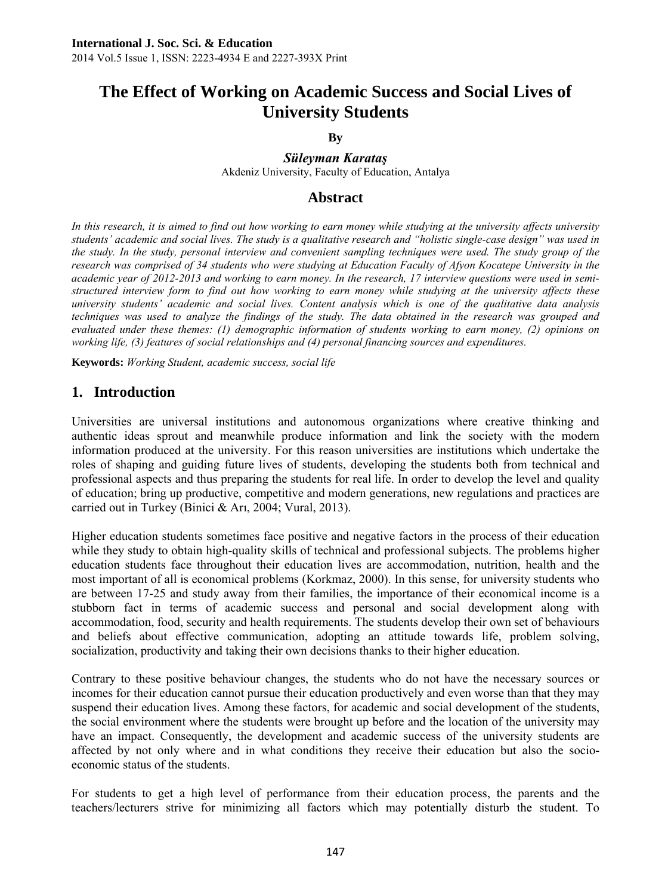**International J. Soc. Sci. & Education**
2014 Vol.5 Issue 1, ISSN: 2223-4934 E and 2227-393X Print

# The Effect of Working on Academic Success and Social Lives of University Students

**By**

***Süleyman Karataş***
Akdeniz University, Faculty of Education, Antalya

## Abstract

*In this research, it is aimed to find out how working to earn money while studying at the university affects university students' academic and social lives. The study is a qualitative research and "holistic single-case design" was used in the study. In the study, personal interview and convenient sampling techniques were used. The study group of the research was comprised of 34 students who were studying at Education Faculty of Afyon Kocatepe University in the academic year of 2012-2013 and working to earn money. In the research, 17 interview questions were used in semi-structured interview form to find out how working to earn money while studying at the university affects these university students' academic and social lives. Content analysis which is one of the qualitative data analysis techniques was used to analyze the findings of the study. The data obtained in the research was grouped and evaluated under these themes: (1) demographic information of students working to earn money, (2) opinions on working life, (3) features of social relationships and (4) personal financing sources and expenditures.*

**Keywords:** *Working Student, academic success, social life*

## 1. Introduction

Universities are universal institutions and autonomous organizations where creative thinking and authentic ideas sprout and meanwhile produce information and link the society with the modern information produced at the university. For this reason universities are institutions which undertake the roles of shaping and guiding future lives of students, developing the students both from technical and professional aspects and thus preparing the students for real life. In order to develop the level and quality of education; bring up productive, competitive and modern generations, new regulations and practices are carried out in Turkey (Binici & Arı, 2004; Vural, 2013).

Higher education students sometimes face positive and negative factors in the process of their education while they study to obtain high-quality skills of technical and professional subjects. The problems higher education students face throughout their education lives are accommodation, nutrition, health and the most important of all is economical problems (Korkmaz, 2000). In this sense, for university students who are between 17-25 and study away from their families, the importance of their economical income is a stubborn fact in terms of academic success and personal and social development along with accommodation, food, security and health requirements. The students develop their own set of behaviours and beliefs about effective communication, adopting an attitude towards life, problem solving, socialization, productivity and taking their own decisions thanks to their higher education.

Contrary to these positive behaviour changes, the students who do not have the necessary sources or incomes for their education cannot pursue their education productively and even worse than that they may suspend their education lives. Among these factors, for academic and social development of the students, the social environment where the students were brought up before and the location of the university may have an impact. Consequently, the development and academic success of the university students are affected by not only where and in what conditions they receive their education but also the socio-economic status of the students.

For students to get a high level of performance from their education process, the parents and the teachers/lecturers strive for minimizing all factors which may potentially disturb the student. To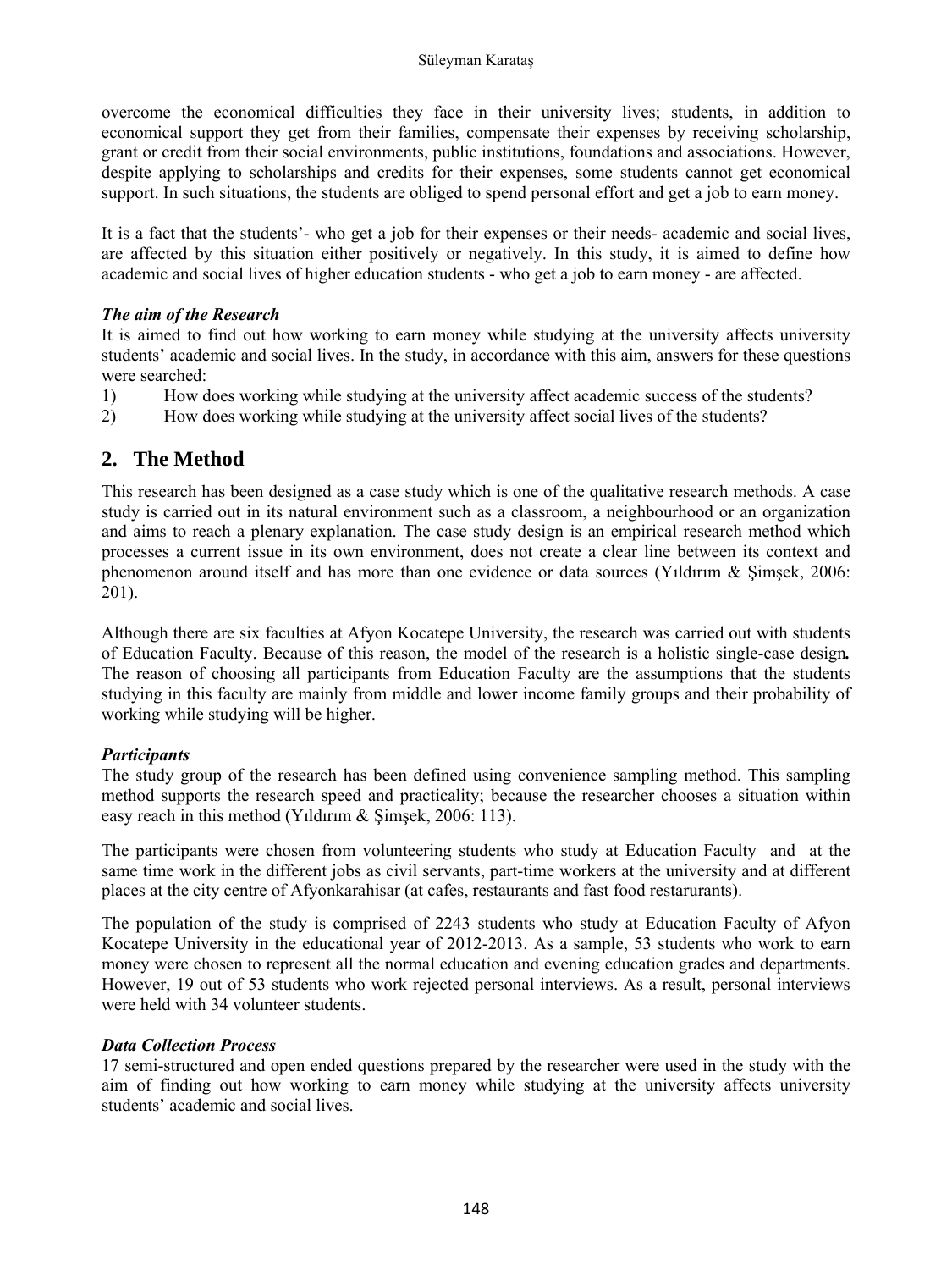overcome the economical difficulties they face in their university lives; students, in addition to economical support they get from their families, compensate their expenses by receiving scholarship, grant or credit from their social environments, public institutions, foundations and associations. However, despite applying to scholarships and credits for their expenses, some students cannot get economical support. In such situations, the students are obliged to spend personal effort and get a job to earn money.

It is a fact that the students'- who get a job for their expenses or their needs- academic and social lives, are affected by this situation either positively or negatively. In this study, it is aimed to define how academic and social lives of higher education students - who get a job to earn money - are affected.

***The aim of the Research***

It is aimed to find out how working to earn money while studying at the university affects university students' academic and social lives. In the study, in accordance with this aim, answers for these questions were searched:

1) How does working while studying at the university affect academic success of the students?
2) How does working while studying at the university affect social lives of the students?

## 2. The Method

This research has been designed as a case study which is one of the qualitative research methods. A case study is carried out in its natural environment such as a classroom, a neighbourhood or an organization and aims to reach a plenary explanation. The case study design is an empirical research method which processes a current issue in its own environment, does not create a clear line between its context and phenomenon around itself and has more than one evidence or data sources (Yıldırım & Şimşek, 2006: 201).

Although there are six faculties at Afyon Kocatepe University, the research was carried out with students of Education Faculty. Because of this reason, the model of the research is a holistic single-case design***.*** The reason of choosing all participants from Education Faculty are the assumptions that the students studying in this faculty are mainly from middle and lower income family groups and their probability of working while studying will be higher.

***Participants***

The study group of the research has been defined using convenience sampling method. This sampling method supports the research speed and practicality; because the researcher chooses a situation within easy reach in this method (Yıldırım & Şimşek, 2006: 113).

The participants were chosen from volunteering students who study at Education Faculty and at the same time work in the different jobs as civil servants, part-time workers at the university and at different places at the city centre of Afyonkarahisar (at cafes, restaurants and fast food restarurants).

The population of the study is comprised of 2243 students who study at Education Faculty of Afyon Kocatepe University in the educational year of 2012-2013. As a sample, 53 students who work to earn money were chosen to represent all the normal education and evening education grades and departments. However, 19 out of 53 students who work rejected personal interviews. As a result, personal interviews were held with 34 volunteer students.

***Data Collection Process***

17 semi-structured and open ended questions prepared by the researcher were used in the study with the aim of finding out how working to earn money while studying at the university affects university students' academic and social lives.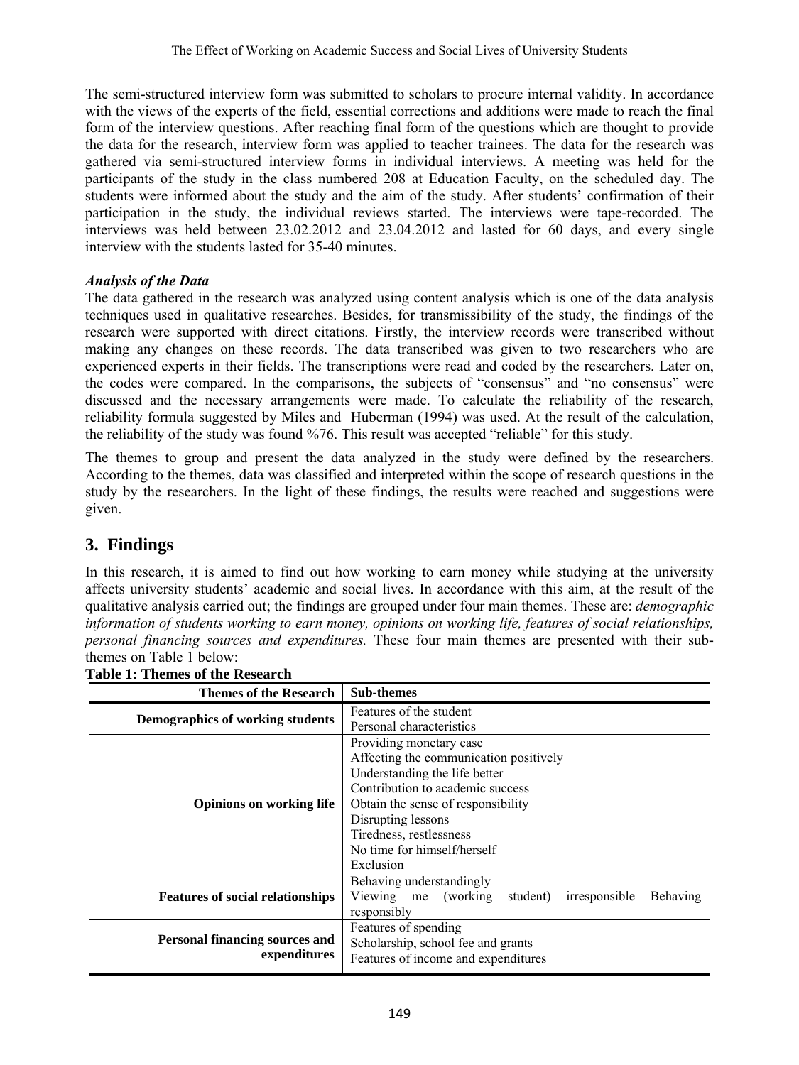The semi-structured interview form was submitted to scholars to procure internal validity. In accordance with the views of the experts of the field, essential corrections and additions were made to reach the final form of the interview questions. After reaching final form of the questions which are thought to provide the data for the research, interview form was applied to teacher trainees. The data for the research was gathered via semi-structured interview forms in individual interviews. A meeting was held for the participants of the study in the class numbered 208 at Education Faculty, on the scheduled day. The students were informed about the study and the aim of the study. After students' confirmation of their participation in the study, the individual reviews started. The interviews were tape-recorded. The interviews was held between 23.02.2012 and 23.04.2012 and lasted for 60 days, and every single interview with the students lasted for 35-40 minutes.

***Analysis of the Data***

The data gathered in the research was analyzed using content analysis which is one of the data analysis techniques used in qualitative researches. Besides, for transmissibility of the study, the findings of the research were supported with direct citations. Firstly, the interview records were transcribed without making any changes on these records. The data transcribed was given to two researchers who are experienced experts in their fields. The transcriptions were read and coded by the researchers. Later on, the codes were compared. In the comparisons, the subjects of "consensus" and "no consensus" were discussed and the necessary arrangements were made. To calculate the reliability of the research, reliability formula suggested by Miles and Huberman (1994) was used. At the result of the calculation, the reliability of the study was found %76. This result was accepted "reliable" for this study.

The themes to group and present the data analyzed in the study were defined by the researchers. According to the themes, data was classified and interpreted within the scope of research questions in the study by the researchers. In the light of these findings, the results were reached and suggestions were given.

## 3. Findings

In this research, it is aimed to find out how working to earn money while studying at the university affects university students' academic and social lives. In accordance with this aim, at the result of the qualitative analysis carried out; the findings are grouped under four main themes. These are: *demographic information of students working to earn money, opinions on working life, features of social relationships, personal financing sources and expenditures.* These four main themes are presented with their sub-themes on Table 1 below:

**Table 1: Themes of the Research**

| Themes of the Research | Sub-themes |
|---|---|
| **Demographics of working students** | Features of the student<br>Personal characteristics |
| **Opinions on working life** | Providing monetary ease<br>Affecting the communication positively<br>Understanding the life better<br>Contribution to academic success<br>Obtain the sense of responsibility<br>Disrupting lessons<br>Tiredness, restlessness<br>No time for himself/herself<br>Exclusion |
| **Features of social relationships** | Behaving understandingly<br>Viewing me (working student) irresponsible Behaving responsibly |
| **Personal financing sources and expenditures** | Features of spending<br>Scholarship, school fee and grants<br>Features of income and expenditures |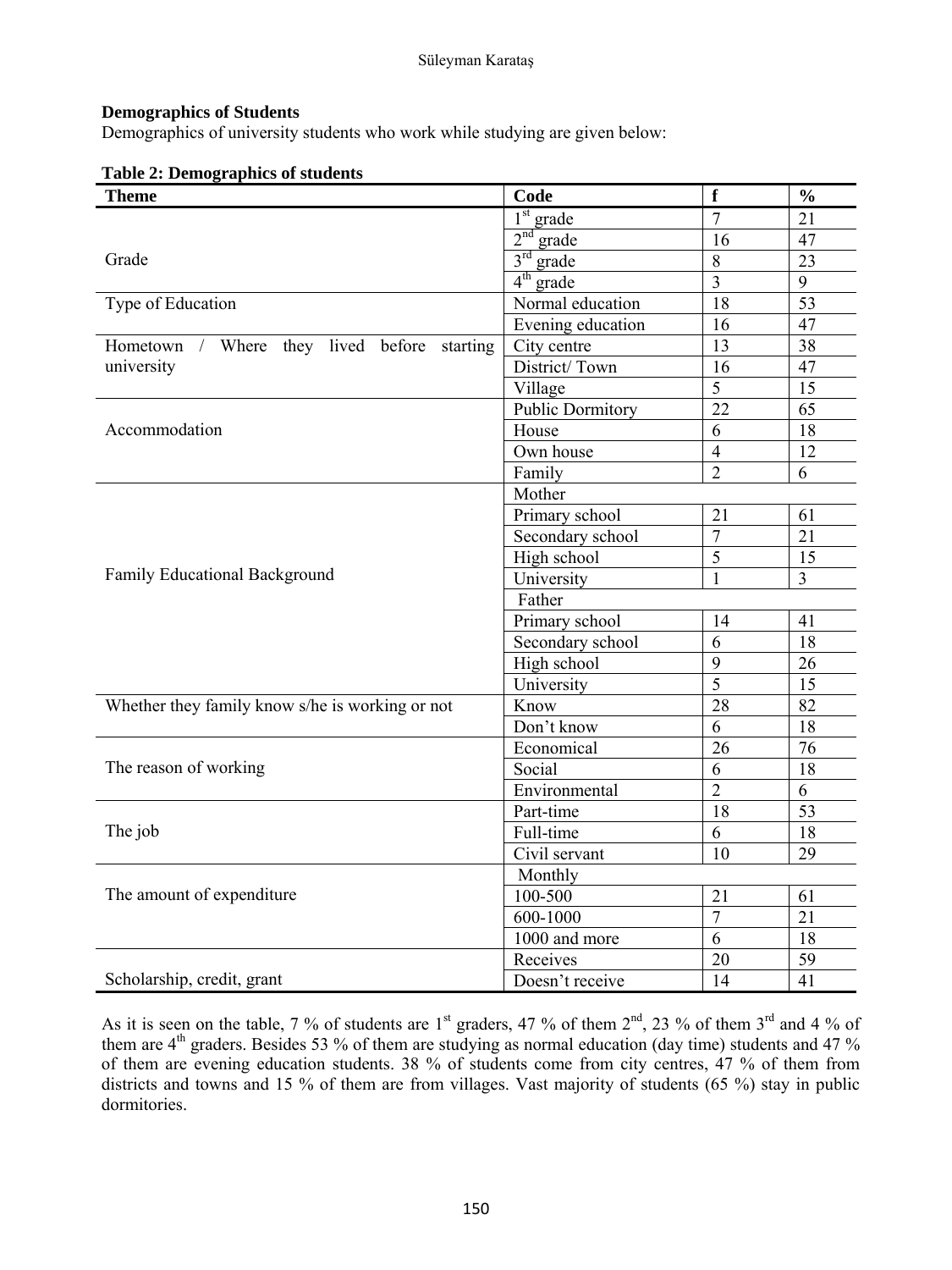### Demographics of Students

Demographics of university students who work while studying are given below:

**Table 2: Demographics of students**

| Theme | Code | f | % |
|---|---|---|---|
| Grade | 1st grade | 7 | 21 |
| | 2nd grade | 16 | 47 |
| | 3rd grade | 8 | 23 |
| | 4th grade | 3 | 9 |
| Type of Education | Normal education | 18 | 53 |
| | Evening education | 16 | 47 |
| Hometown / Where they lived before starting university | City centre | 13 | 38 |
| | District/ Town | 16 | 47 |
| | Village | 5 | 15 |
| Accommodation | Public Dormitory | 22 | 65 |
| | House | 6 | 18 |
| | Own house | 4 | 12 |
| | Family | 2 | 6 |
| Family Educational Background | Mother | | |
| | Primary school | 21 | 61 |
| | Secondary school | 7 | 21 |
| | High school | 5 | 15 |
| | University | 1 | 3 |
| | Father | | |
| | Primary school | 14 | 41 |
| | Secondary school | 6 | 18 |
| | High school | 9 | 26 |
| | University | 5 | 15 |
| Whether they family know s/he is working or not | Know | 28 | 82 |
| | Don't know | 6 | 18 |
| The reason of working | Economical | 26 | 76 |
| | Social | 6 | 18 |
| | Environmental | 2 | 6 |
| The job | Part-time | 18 | 53 |
| | Full-time | 6 | 18 |
| | Civil servant | 10 | 29 |
| The amount of expenditure | Monthly | | |
| | 100-500 | 21 | 61 |
| | 600-1000 | 7 | 21 |
| | 1000 and more | 6 | 18 |
| Scholarship, credit, grant | Receives | 20 | 59 |
| | Doesn't receive | 14 | 41 |

As it is seen on the table, 7 % of students are 1st graders, 47 % of them 2nd, 23 % of them 3rd and 4 % of them are 4th graders. Besides 53 % of them are studying as normal education (day time) students and 47 % of them are evening education students. 38 % of students come from city centres, 47 % of them from districts and towns and 15 % of them are from villages. Vast majority of students (65 %) stay in public dormitories.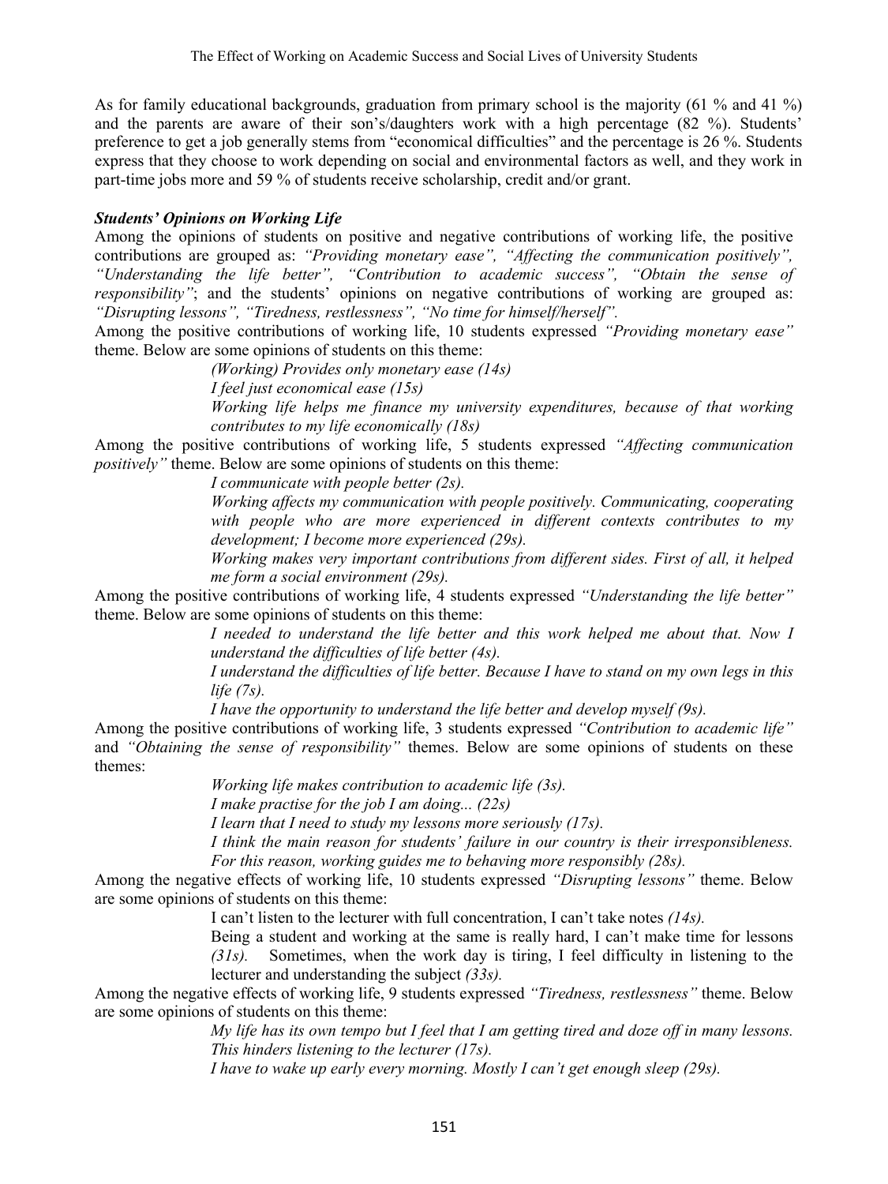As for family educational backgrounds, graduation from primary school is the majority (61 % and 41 %) and the parents are aware of their son's/daughters work with a high percentage (82 %). Students' preference to get a job generally stems from "economical difficulties" and the percentage is 26 %. Students express that they choose to work depending on social and environmental factors as well, and they work in part-time jobs more and 59 % of students receive scholarship, credit and/or grant.

***Students' Opinions on Working Life***

Among the opinions of students on positive and negative contributions of working life, the positive contributions are grouped as: *"Providing monetary ease", "Affecting the communication positively", "Understanding the life better", "Contribution to academic success", "Obtain the sense of responsibility"*; and the students' opinions on negative contributions of working are grouped as: *"Disrupting lessons", "Tiredness, restlessness", "No time for himself/herself".*

Among the positive contributions of working life, 10 students expressed *"Providing monetary ease"* theme. Below are some opinions of students on this theme:

> *(Working) Provides only monetary ease (14s)*
>
> *I feel just economical ease (15s)*
>
> *Working life helps me finance my university expenditures, because of that working contributes to my life economically (18s)*

Among the positive contributions of working life, 5 students expressed *"Affecting communication positively"* theme. Below are some opinions of students on this theme:

> *I communicate with people better (2s).*
>
> *Working affects my communication with people positively. Communicating, cooperating with people who are more experienced in different contexts contributes to my development; I become more experienced (29s).*
>
> *Working makes very important contributions from different sides. First of all, it helped me form a social environment (29s).*

Among the positive contributions of working life, 4 students expressed *"Understanding the life better"* theme. Below are some opinions of students on this theme:

> *I needed to understand the life better and this work helped me about that. Now I understand the difficulties of life better (4s).*
>
> *I understand the difficulties of life better. Because I have to stand on my own legs in this life (7s).*
>
> *I have the opportunity to understand the life better and develop myself (9s).*

Among the positive contributions of working life, 3 students expressed *"Contribution to academic life"* and *"Obtaining the sense of responsibility"* themes. Below are some opinions of students on these themes:

> *Working life makes contribution to academic life (3s).*
>
> *I make practise for the job I am doing... (22s)*
>
> *I learn that I need to study my lessons more seriously (17s).*
>
> *I think the main reason for students' failure in our country is their irresponsibleness. For this reason, working guides me to behaving more responsibly (28s).*

Among the negative effects of working life, 10 students expressed *"Disrupting lessons"* theme. Below are some opinions of students on this theme:

> I can't listen to the lecturer with full concentration, I can't take notes *(14s).*
>
> Being a student and working at the same is really hard, I can't make time for lessons *(31s).* Sometimes, when the work day is tiring, I feel difficulty in listening to the lecturer and understanding the subject *(33s).*

Among the negative effects of working life, 9 students expressed *"Tiredness, restlessness"* theme. Below are some opinions of students on this theme:

> *My life has its own tempo but I feel that I am getting tired and doze off in many lessons. This hinders listening to the lecturer (17s).*
>
> *I have to wake up early every morning. Mostly I can't get enough sleep (29s).*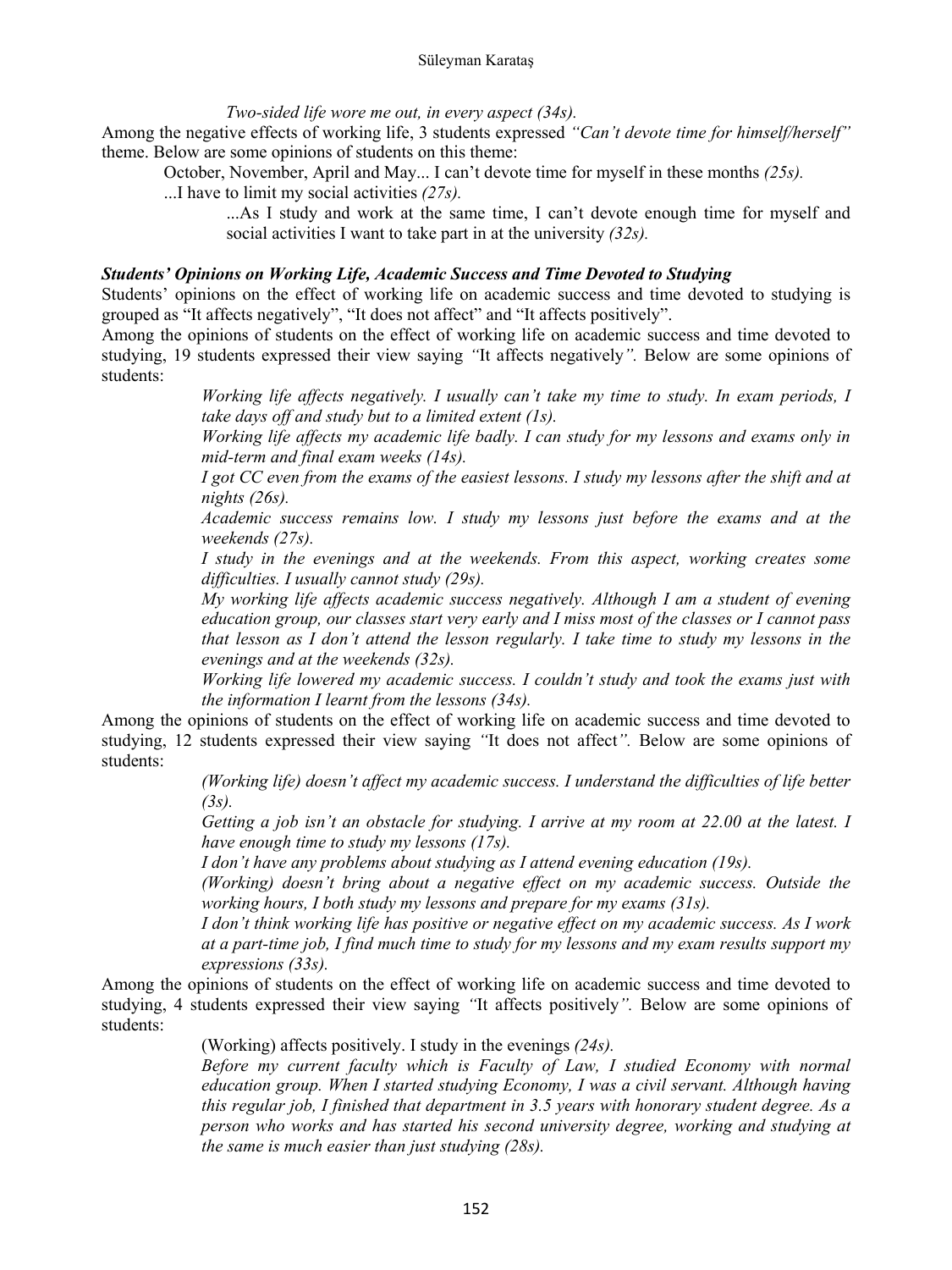*Two-sided life wore me out, in every aspect (34s).*

Among the negative effects of working life, 3 students expressed *"Can't devote time for himself/herself"* theme. Below are some opinions of students on this theme:

October, November, April and May... I can't devote time for myself in these months *(25s).*

...I have to limit my social activities *(27s).*

...As I study and work at the same time, I can't devote enough time for myself and social activities I want to take part in at the university *(32s).*

### *Students' Opinions on Working Life, Academic Success and Time Devoted to Studying*

Students' opinions on the effect of working life on academic success and time devoted to studying is grouped as "It affects negatively", "It does not affect" and "It affects positively".

Among the opinions of students on the effect of working life on academic success and time devoted to studying, 19 students expressed their view saying *"*It affects negatively*".* Below are some opinions of students:

*Working life affects negatively. I usually can't take my time to study. In exam periods, I take days off and study but to a limited extent (1s).*

*Working life affects my academic life badly. I can study for my lessons and exams only in mid-term and final exam weeks (14s).*

*I got CC even from the exams of the easiest lessons. I study my lessons after the shift and at nights (26s).*

*Academic success remains low. I study my lessons just before the exams and at the weekends (27s).*

*I study in the evenings and at the weekends. From this aspect, working creates some difficulties. I usually cannot study (29s).*

*My working life affects academic success negatively. Although I am a student of evening education group, our classes start very early and I miss most of the classes or I cannot pass that lesson as I don't attend the lesson regularly. I take time to study my lessons in the evenings and at the weekends (32s).*

*Working life lowered my academic success. I couldn't study and took the exams just with the information I learnt from the lessons (34s).*

Among the opinions of students on the effect of working life on academic success and time devoted to studying, 12 students expressed their view saying *"*It does not affect*".* Below are some opinions of students:

*(Working life) doesn't affect my academic success. I understand the difficulties of life better (3s).*

*Getting a job isn't an obstacle for studying. I arrive at my room at 22.00 at the latest. I have enough time to study my lessons (17s).*

*I don't have any problems about studying as I attend evening education (19s).*

*(Working) doesn't bring about a negative effect on my academic success. Outside the working hours, I both study my lessons and prepare for my exams (31s).*

*I don't think working life has positive or negative effect on my academic success. As I work at a part-time job, I find much time to study for my lessons and my exam results support my expressions (33s).*

Among the opinions of students on the effect of working life on academic success and time devoted to studying, 4 students expressed their view saying *"*It affects positively*".* Below are some opinions of students:

(Working) affects positively. I study in the evenings *(24s).*

*Before my current faculty which is Faculty of Law, I studied Economy with normal education group. When I started studying Economy, I was a civil servant. Although having this regular job, I finished that department in 3.5 years with honorary student degree. As a person who works and has started his second university degree, working and studying at the same is much easier than just studying (28s).*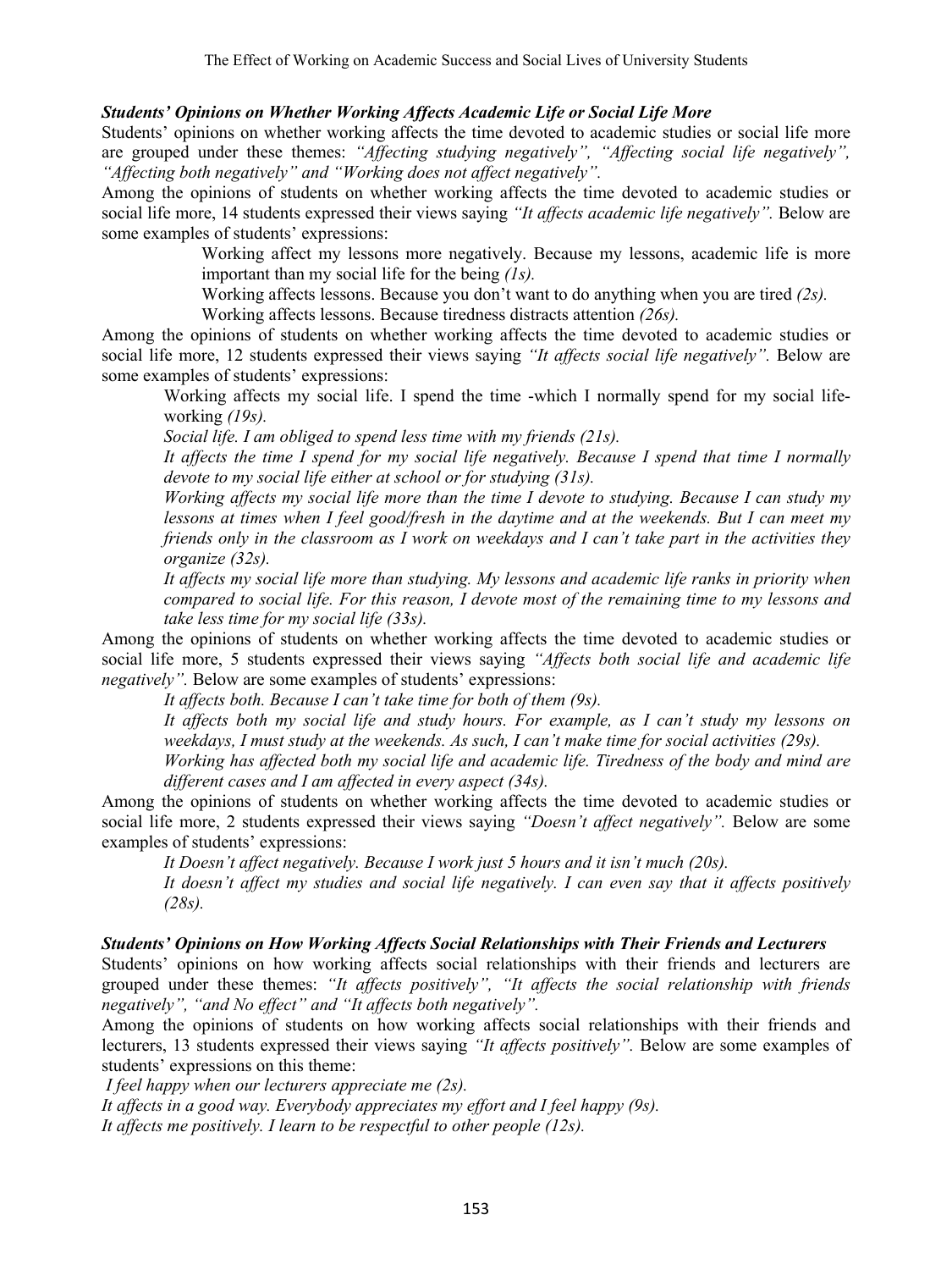### Students' Opinions on Whether Working Affects Academic Life or Social Life More

Students' opinions on whether working affects the time devoted to academic studies or social life more are grouped under these themes: *"Affecting studying negatively", "Affecting social life negatively", "Affecting both negatively" and "Working does not affect negatively".*

Among the opinions of students on whether working affects the time devoted to academic studies or social life more, 14 students expressed their views saying *"It affects academic life negatively".* Below are some examples of students' expressions:

> Working affect my lessons more negatively. Because my lessons, academic life is more important than my social life for the being *(1s).*
>
> Working affects lessons. Because you don't want to do anything when you are tired *(2s).*
>
> Working affects lessons. Because tiredness distracts attention *(26s).*

Among the opinions of students on whether working affects the time devoted to academic studies or social life more, 12 students expressed their views saying *"It affects social life negatively".* Below are some examples of students' expressions:

> Working affects my social life. I spend the time -which I normally spend for my social life- working *(19s).*
>
> *Social life. I am obliged to spend less time with my friends (21s).*
>
> *It affects the time I spend for my social life negatively. Because I spend that time I normally devote to my social life either at school or for studying (31s).*
>
> *Working affects my social life more than the time I devote to studying. Because I can study my lessons at times when I feel good/fresh in the daytime and at the weekends. But I can meet my friends only in the classroom as I work on weekdays and I can't take part in the activities they organize (32s).*
>
> *It affects my social life more than studying. My lessons and academic life ranks in priority when compared to social life. For this reason, I devote most of the remaining time to my lessons and take less time for my social life (33s).*

Among the opinions of students on whether working affects the time devoted to academic studies or social life more, 5 students expressed their views saying *"Affects both social life and academic life negatively".* Below are some examples of students' expressions:

> *It affects both. Because I can't take time for both of them (9s).*
>
> *It affects both my social life and study hours. For example, as I can't study my lessons on weekdays, I must study at the weekends. As such, I can't make time for social activities (29s).*
>
> *Working has affected both my social life and academic life. Tiredness of the body and mind are different cases and I am affected in every aspect (34s).*

Among the opinions of students on whether working affects the time devoted to academic studies or social life more, 2 students expressed their views saying *"Doesn't affect negatively".* Below are some examples of students' expressions:

> *It Doesn't affect negatively. Because I work just 5 hours and it isn't much (20s).*
>
> *It doesn't affect my studies and social life negatively. I can even say that it affects positively (28s).*

### Students' Opinions on How Working Affects Social Relationships with Their Friends and Lecturers

Students' opinions on how working affects social relationships with their friends and lecturers are grouped under these themes: *"It affects positively", "It affects the social relationship with friends negatively", "and No effect" and "It affects both negatively".*

Among the opinions of students on how working affects social relationships with their friends and lecturers, 13 students expressed their views saying *"It affects positively".* Below are some examples of students' expressions on this theme:

*I feel happy when our lecturers appreciate me (2s).*

*It affects in a good way. Everybody appreciates my effort and I feel happy (9s).*

*It affects me positively. I learn to be respectful to other people (12s).*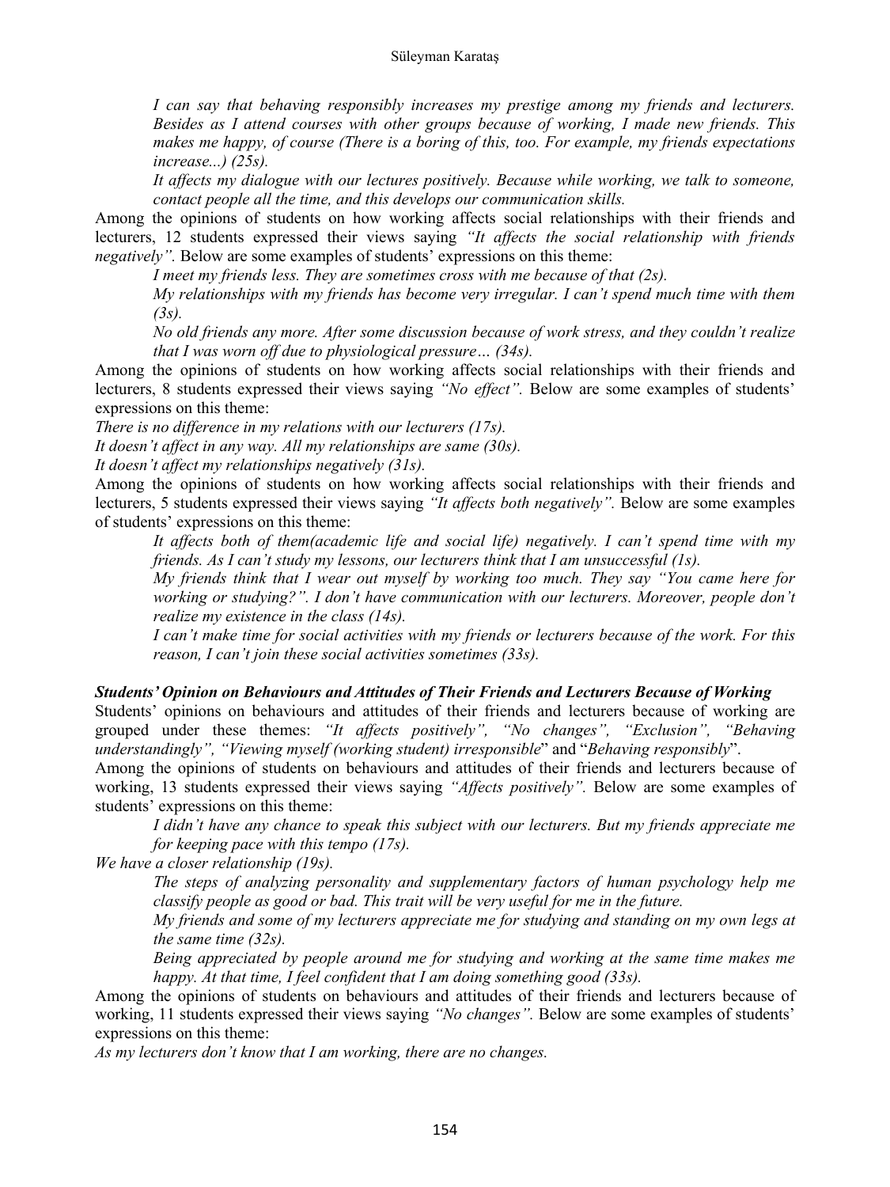*I can say that behaving responsibly increases my prestige among my friends and lecturers. Besides as I attend courses with other groups because of working, I made new friends. This makes me happy, of course (There is a boring of this, too. For example, my friends expectations increase...) (25s).*

*It affects my dialogue with our lectures positively. Because while working, we talk to someone, contact people all the time, and this develops our communication skills.*

Among the opinions of students on how working affects social relationships with their friends and lecturers, 12 students expressed their views saying *"It affects the social relationship with friends negatively".* Below are some examples of students' expressions on this theme:

*I meet my friends less. They are sometimes cross with me because of that (2s).*

*My relationships with my friends has become very irregular. I can't spend much time with them (3s).*

*No old friends any more. After some discussion because of work stress, and they couldn't realize that I was worn off due to physiological pressure… (34s).*

Among the opinions of students on how working affects social relationships with their friends and lecturers, 8 students expressed their views saying *"No effect".* Below are some examples of students' expressions on this theme:

*There is no difference in my relations with our lecturers (17s).*

*It doesn't affect in any way. All my relationships are same (30s).*

*It doesn't affect my relationships negatively (31s).*

Among the opinions of students on how working affects social relationships with their friends and lecturers, 5 students expressed their views saying *"It affects both negatively".* Below are some examples of students' expressions on this theme:

*It affects both of them(academic life and social life) negatively. I can't spend time with my friends. As I can't study my lessons, our lecturers think that I am unsuccessful (1s).*

*My friends think that I wear out myself by working too much. They say "You came here for working or studying?". I don't have communication with our lecturers. Moreover, people don't realize my existence in the class (14s).*

*I can't make time for social activities with my friends or lecturers because of the work. For this reason, I can't join these social activities sometimes (33s).*

***Students' Opinion on Behaviours and Attitudes of Their Friends and Lecturers Because of Working***

Students' opinions on behaviours and attitudes of their friends and lecturers because of working are grouped under these themes: *"It affects positively", "No changes", "Exclusion", "Behaving understandingly", "Viewing myself (working student) irresponsible*" and "*Behaving responsibly*".

Among the opinions of students on behaviours and attitudes of their friends and lecturers because of working, 13 students expressed their views saying *"Affects positively".* Below are some examples of students' expressions on this theme:

*I didn't have any chance to speak this subject with our lecturers. But my friends appreciate me for keeping pace with this tempo (17s).*

*We have a closer relationship (19s).*

*The steps of analyzing personality and supplementary factors of human psychology help me classify people as good or bad. This trait will be very useful for me in the future.*

*My friends and some of my lecturers appreciate me for studying and standing on my own legs at the same time (32s).*

*Being appreciated by people around me for studying and working at the same time makes me happy. At that time, I feel confident that I am doing something good (33s).*

Among the opinions of students on behaviours and attitudes of their friends and lecturers because of working, 11 students expressed their views saying *"No changes".* Below are some examples of students' expressions on this theme:

*As my lecturers don't know that I am working, there are no changes.*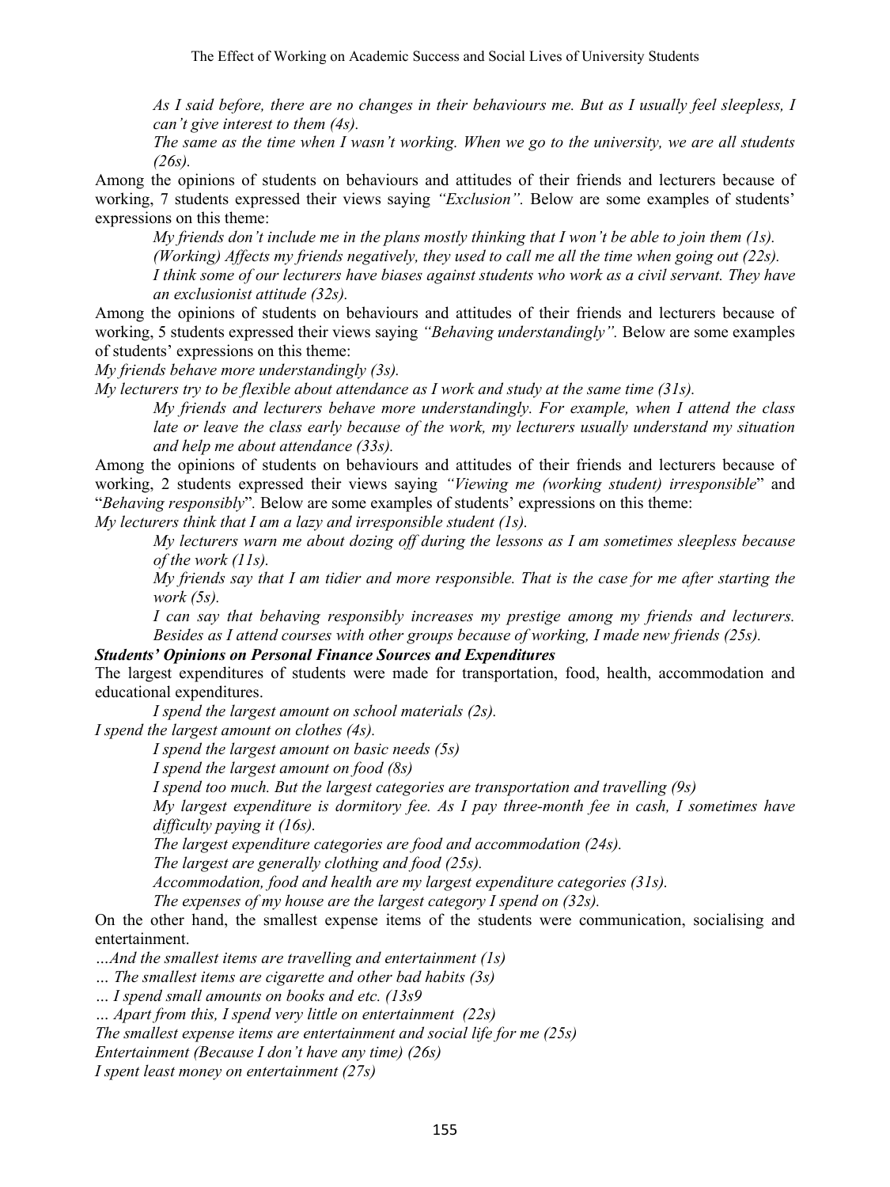*As I said before, there are no changes in their behaviours me. But as I usually feel sleepless, I can't give interest to them (4s).*

*The same as the time when I wasn't working. When we go to the university, we are all students (26s).*

Among the opinions of students on behaviours and attitudes of their friends and lecturers because of working, 7 students expressed their views saying *"Exclusion"*. Below are some examples of students' expressions on this theme:

*My friends don't include me in the plans mostly thinking that I won't be able to join them (1s).*

*(Working) Affects my friends negatively, they used to call me all the time when going out (22s).*

*I think some of our lecturers have biases against students who work as a civil servant. They have an exclusionist attitude (32s).*

Among the opinions of students on behaviours and attitudes of their friends and lecturers because of working, 5 students expressed their views saying *"Behaving understandingly".* Below are some examples of students' expressions on this theme:

*My friends behave more understandingly (3s).*

*My lecturers try to be flexible about attendance as I work and study at the same time (31s).*

*My friends and lecturers behave more understandingly. For example, when I attend the class late or leave the class early because of the work, my lecturers usually understand my situation and help me about attendance (33s).*

Among the opinions of students on behaviours and attitudes of their friends and lecturers because of working, 2 students expressed their views saying *"Viewing me (working student) irresponsible*" and "*Behaving responsibly*". Below are some examples of students' expressions on this theme:

*My lecturers think that I am a lazy and irresponsible student (1s).*

*My lecturers warn me about dozing off during the lessons as I am sometimes sleepless because of the work (11s).*

*My friends say that I am tidier and more responsible. That is the case for me after starting the work (5s).*

*I can say that behaving responsibly increases my prestige among my friends and lecturers. Besides as I attend courses with other groups because of working, I made new friends (25s).*

***Students' Opinions on Personal Finance Sources and Expenditures***

The largest expenditures of students were made for transportation, food, health, accommodation and educational expenditures.

*I spend the largest amount on school materials (2s).*

*I spend the largest amount on clothes (4s).*

*I spend the largest amount on basic needs (5s)*

*I spend the largest amount on food (8s)*

*I spend too much. But the largest categories are transportation and travelling (9s)*

*My largest expenditure is dormitory fee. As I pay three-month fee in cash, I sometimes have difficulty paying it (16s).*

*The largest expenditure categories are food and accommodation (24s).*

*The largest are generally clothing and food (25s).*

*Accommodation, food and health are my largest expenditure categories (31s).*

*The expenses of my house are the largest category I spend on (32s).*

On the other hand, the smallest expense items of the students were communication, socialising and entertainment.

*…And the smallest items are travelling and entertainment (1s)*

*… The smallest items are cigarette and other bad habits (3s)*

*… I spend small amounts on books and etc. (13s9*

*… Apart from this, I spend very little on entertainment (22s)*

*The smallest expense items are entertainment and social life for me (25s)*

*Entertainment (Because I don't have any time) (26s)*

*I spent least money on entertainment (27s)*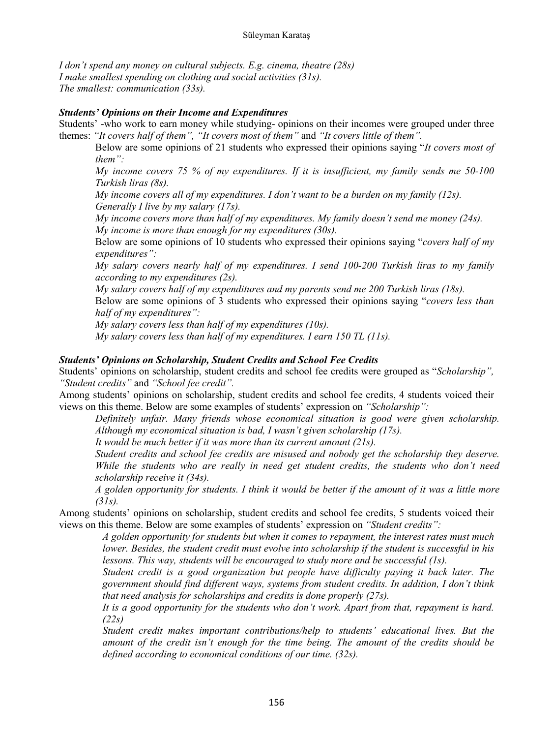*I don't spend any money on cultural subjects. E.g. cinema, theatre (28s)*
*I make smallest spending on clothing and social activities (31s).*
*The smallest: communication (33s).*

### *Students' Opinions on their Income and Expenditures*

Students' -who work to earn money while studying- opinions on their incomes were grouped under three themes: *"It covers half of them", "It covers most of them"* and *"It covers little of them".*

Below are some opinions of 21 students who expressed their opinions saying "*It covers most of them"*:

*My income covers 75 % of my expenditures. If it is insufficient, my family sends me 50-100 Turkish liras (8s).*

*My income covers all of my expenditures. I don't want to be a burden on my family (12s).*

*Generally I live by my salary (17s).*

*My income covers more than half of my expenditures. My family doesn't send me money (24s).*

*My income is more than enough for my expenditures (30s).*

Below are some opinions of 10 students who expressed their opinions saying "*covers half of my expenditures"*:

*My salary covers nearly half of my expenditures. I send 100-200 Turkish liras to my family according to my expenditures (2s).*

*My salary covers half of my expenditures and my parents send me 200 Turkish liras (18s).*

Below are some opinions of 3 students who expressed their opinions saying "*covers less than half of my expenditures"*:

*My salary covers less than half of my expenditures (10s).*

*My salary covers less than half of my expenditures. I earn 150 TL (11s).*

### *Students' Opinions on Scholarship, Student Credits and School Fee Credits*

Students' opinions on scholarship, student credits and school fee credits were grouped as "*Scholarship", "Student credits"* and *"School fee credit".*

Among students' opinions on scholarship, student credits and school fee credits, 4 students voiced their views on this theme. Below are some examples of students' expression on *"Scholarship":*

*Definitely unfair. Many friends whose economical situation is good were given scholarship. Although my economical situation is bad, I wasn't given scholarship (17s).*

*It would be much better if it was more than its current amount (21s).*

*Student credits and school fee credits are misused and nobody get the scholarship they deserve. While the students who are really in need get student credits, the students who don't need scholarship receive it (34s).*

*A golden opportunity for students. I think it would be better if the amount of it was a little more (31s).*

Among students' opinions on scholarship, student credits and school fee credits, 5 students voiced their views on this theme. Below are some examples of students' expression on *"Student credits":*

*A golden opportunity for students but when it comes to repayment, the interest rates must much lower. Besides, the student credit must evolve into scholarship if the student is successful in his lessons. This way, students will be encouraged to study more and be successful (1s).*

*Student credit is a good organization but people have difficulty paying it back later. The government should find different ways, systems from student credits. In addition, I don't think that need analysis for scholarships and credits is done properly (27s).*

*It is a good opportunity for the students who don't work. Apart from that, repayment is hard. (22s)*

*Student credit makes important contributions/help to students' educational lives. But the amount of the credit isn't enough for the time being. The amount of the credits should be defined according to economical conditions of our time. (32s).*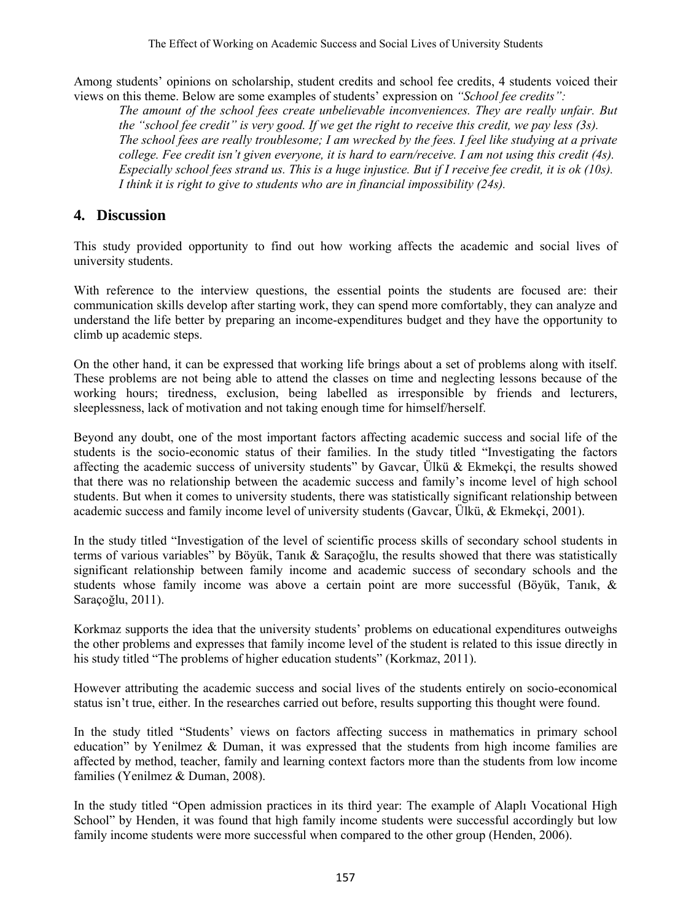Among students' opinions on scholarship, student credits and school fee credits, 4 students voiced their views on this theme. Below are some examples of students' expression on *"School fee credits":*

> *The amount of the school fees create unbelievable inconveniences. They are really unfair. But the "school fee credit" is very good. If we get the right to receive this credit, we pay less (3s).*
> *The school fees are really troublesome; I am wrecked by the fees. I feel like studying at a private college. Fee credit isn't given everyone, it is hard to earn/receive. I am not using this credit (4s).*
> *Especially school fees strand us. This is a huge injustice. But if I receive fee credit, it is ok (10s).*
> *I think it is right to give to students who are in financial impossibility (24s).*

## 4. Discussion

This study provided opportunity to find out how working affects the academic and social lives of university students.

With reference to the interview questions, the essential points the students are focused are: their communication skills develop after starting work, they can spend more comfortably, they can analyze and understand the life better by preparing an income-expenditures budget and they have the opportunity to climb up academic steps.

On the other hand, it can be expressed that working life brings about a set of problems along with itself. These problems are not being able to attend the classes on time and neglecting lessons because of the working hours; tiredness, exclusion, being labelled as irresponsible by friends and lecturers, sleeplessness, lack of motivation and not taking enough time for himself/herself.

Beyond any doubt, one of the most important factors affecting academic success and social life of the students is the socio-economic status of their families. In the study titled "Investigating the factors affecting the academic success of university students" by Gavcar, Ülkü & Ekmekçi, the results showed that there was no relationship between the academic success and family's income level of high school students. But when it comes to university students, there was statistically significant relationship between academic success and family income level of university students (Gavcar, Ülkü, & Ekmekçi, 2001).

In the study titled "Investigation of the level of scientific process skills of secondary school students in terms of various variables" by Böyük, Tanık & Saraçoğlu, the results showed that there was statistically significant relationship between family income and academic success of secondary schools and the students whose family income was above a certain point are more successful (Böyük, Tanık, & Saraçoğlu, 2011).

Korkmaz supports the idea that the university students' problems on educational expenditures outweighs the other problems and expresses that family income level of the student is related to this issue directly in his study titled "The problems of higher education students" (Korkmaz, 2011).

However attributing the academic success and social lives of the students entirely on socio-economical status isn't true, either. In the researches carried out before, results supporting this thought were found.

In the study titled "Students' views on factors affecting success in mathematics in primary school education" by Yenilmez & Duman, it was expressed that the students from high income families are affected by method, teacher, family and learning context factors more than the students from low income families (Yenilmez & Duman, 2008).

In the study titled "Open admission practices in its third year: The example of Alaplı Vocational High School" by Henden, it was found that high family income students were successful accordingly but low family income students were more successful when compared to the other group (Henden, 2006).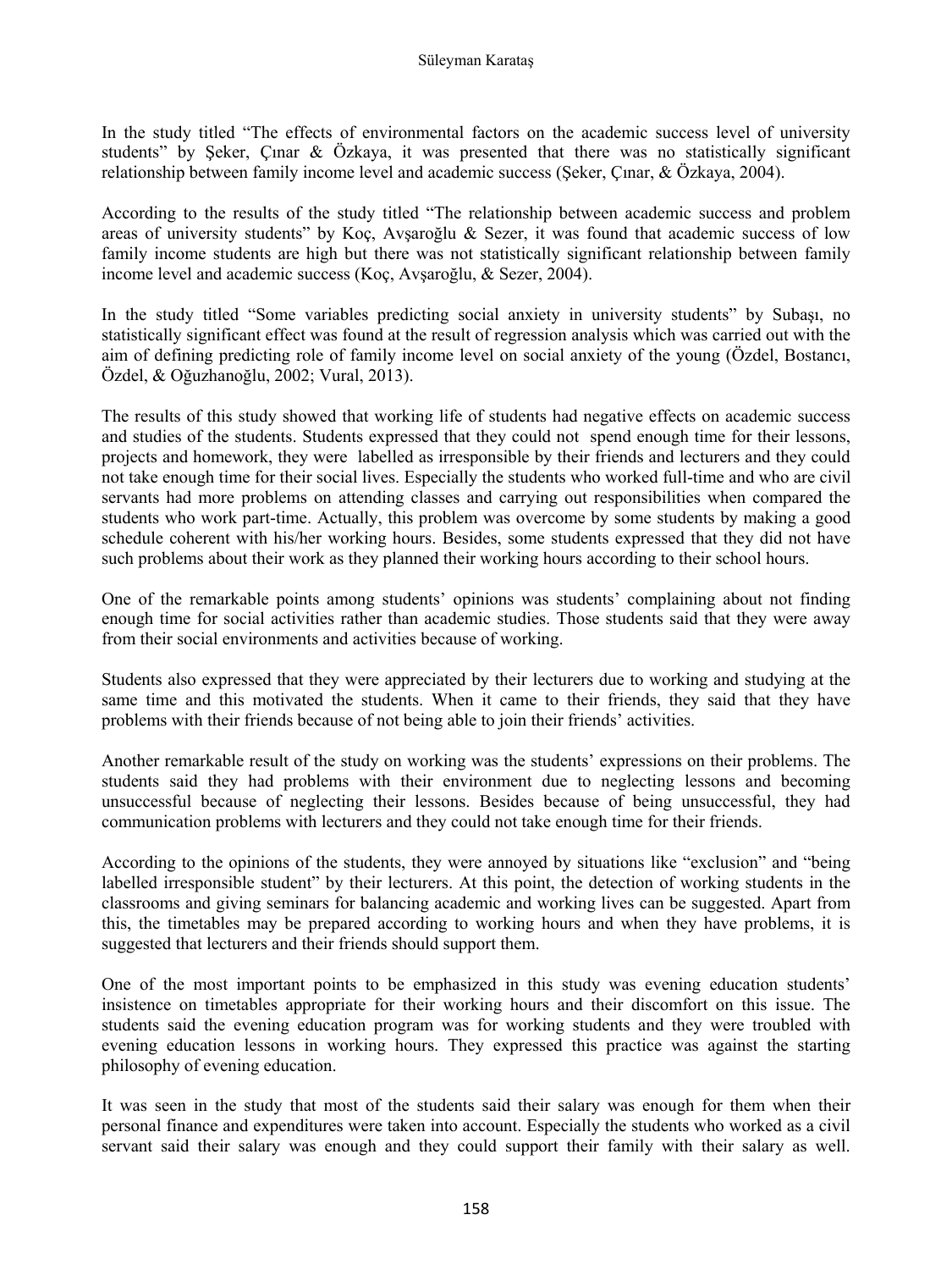In the study titled "The effects of environmental factors on the academic success level of university students" by Şeker, Çınar & Özkaya, it was presented that there was no statistically significant relationship between family income level and academic success (Şeker, Çınar, & Özkaya, 2004).

According to the results of the study titled "The relationship between academic success and problem areas of university students" by Koç, Avşaroğlu & Sezer, it was found that academic success of low family income students are high but there was not statistically significant relationship between family income level and academic success (Koç, Avşaroğlu, & Sezer, 2004).

In the study titled "Some variables predicting social anxiety in university students" by Subaşı, no statistically significant effect was found at the result of regression analysis which was carried out with the aim of defining predicting role of family income level on social anxiety of the young (Özdel, Bostancı, Özdel, & Oğuzhanoğlu, 2002; Vural, 2013).

The results of this study showed that working life of students had negative effects on academic success and studies of the students. Students expressed that they could not spend enough time for their lessons, projects and homework, they were labelled as irresponsible by their friends and lecturers and they could not take enough time for their social lives. Especially the students who worked full-time and who are civil servants had more problems on attending classes and carrying out responsibilities when compared the students who work part-time. Actually, this problem was overcome by some students by making a good schedule coherent with his/her working hours. Besides, some students expressed that they did not have such problems about their work as they planned their working hours according to their school hours.

One of the remarkable points among students' opinions was students' complaining about not finding enough time for social activities rather than academic studies. Those students said that they were away from their social environments and activities because of working.

Students also expressed that they were appreciated by their lecturers due to working and studying at the same time and this motivated the students. When it came to their friends, they said that they have problems with their friends because of not being able to join their friends' activities.

Another remarkable result of the study on working was the students' expressions on their problems. The students said they had problems with their environment due to neglecting lessons and becoming unsuccessful because of neglecting their lessons. Besides because of being unsuccessful, they had communication problems with lecturers and they could not take enough time for their friends.

According to the opinions of the students, they were annoyed by situations like "exclusion" and "being labelled irresponsible student" by their lecturers. At this point, the detection of working students in the classrooms and giving seminars for balancing academic and working lives can be suggested. Apart from this, the timetables may be prepared according to working hours and when they have problems, it is suggested that lecturers and their friends should support them.

One of the most important points to be emphasized in this study was evening education students' insistence on timetables appropriate for their working hours and their discomfort on this issue. The students said the evening education program was for working students and they were troubled with evening education lessons in working hours. They expressed this practice was against the starting philosophy of evening education.

It was seen in the study that most of the students said their salary was enough for them when their personal finance and expenditures were taken into account. Especially the students who worked as a civil servant said their salary was enough and they could support their family with their salary as well.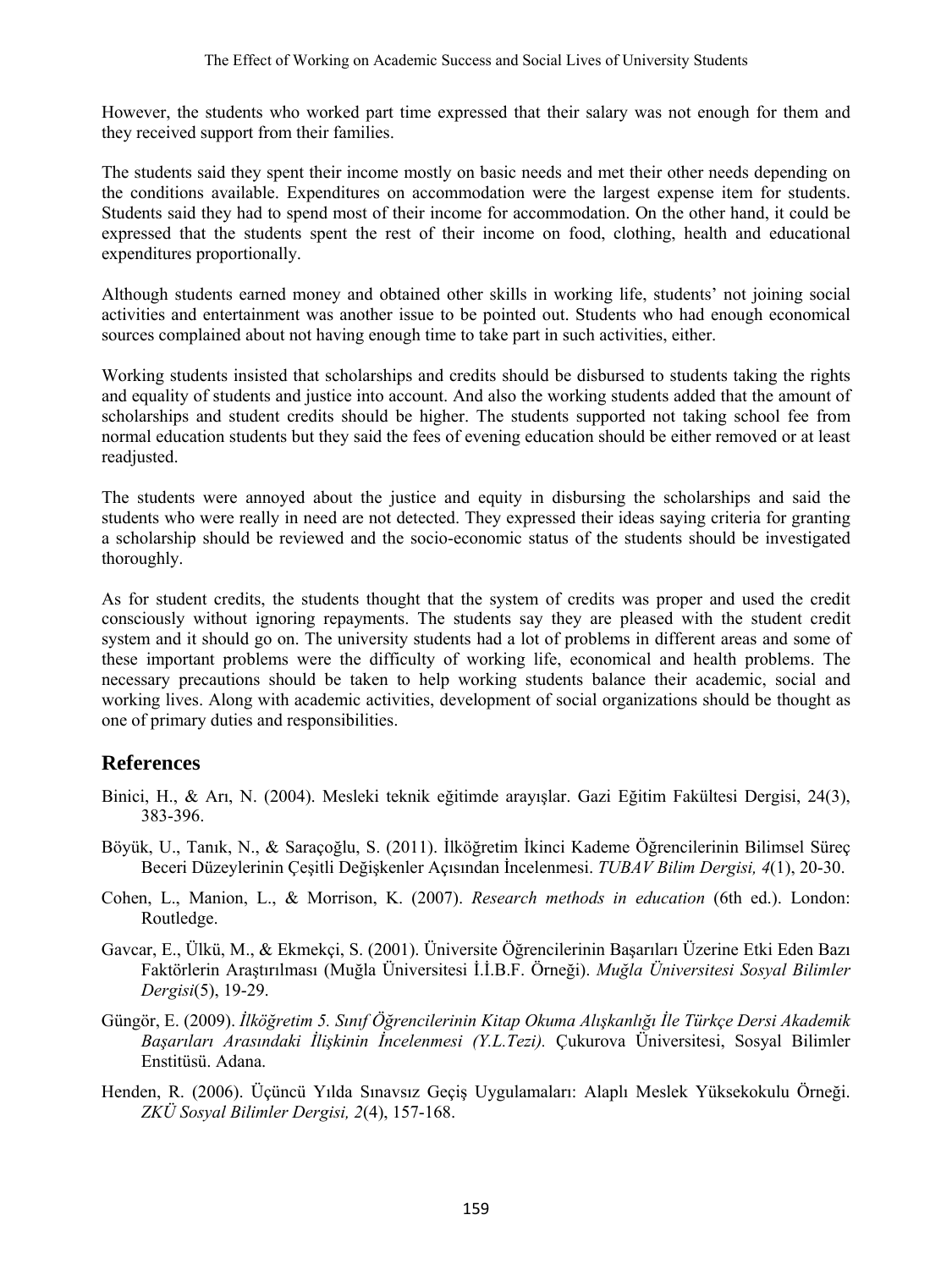However, the students who worked part time expressed that their salary was not enough for them and they received support from their families.

The students said they spent their income mostly on basic needs and met their other needs depending on the conditions available. Expenditures on accommodation were the largest expense item for students. Students said they had to spend most of their income for accommodation. On the other hand, it could be expressed that the students spent the rest of their income on food, clothing, health and educational expenditures proportionally.

Although students earned money and obtained other skills in working life, students' not joining social activities and entertainment was another issue to be pointed out. Students who had enough economical sources complained about not having enough time to take part in such activities, either.

Working students insisted that scholarships and credits should be disbursed to students taking the rights and equality of students and justice into account. And also the working students added that the amount of scholarships and student credits should be higher. The students supported not taking school fee from normal education students but they said the fees of evening education should be either removed or at least readjusted.

The students were annoyed about the justice and equity in disbursing the scholarships and said the students who were really in need are not detected. They expressed their ideas saying criteria for granting a scholarship should be reviewed and the socio-economic status of the students should be investigated thoroughly.

As for student credits, the students thought that the system of credits was proper and used the credit consciously without ignoring repayments. The students say they are pleased with the student credit system and it should go on. The university students had a lot of problems in different areas and some of these important problems were the difficulty of working life, economical and health problems. The necessary precautions should be taken to help working students balance their academic, social and working lives. Along with academic activities, development of social organizations should be thought as one of primary duties and responsibilities.

## References

Binici, H., & Arı, N. (2004). Mesleki teknik eğitimde arayışlar. Gazi Eğitim Fakültesi Dergisi, 24(3), 383-396.

Böyük, U., Tanık, N., & Saraçoğlu, S. (2011). İlköğretim İkinci Kademe Öğrencilerinin Bilimsel Süreç Beceri Düzeylerinin Çeşitli Değişkenler Açısından İncelenmesi. *TUBAV Bilim Dergisi, 4*(1), 20-30.

Cohen, L., Manion, L., & Morrison, K. (2007). *Research methods in education* (6th ed.). London: Routledge.

Gavcar, E., Ülkü, M., & Ekmekçi, S. (2001). Üniversite Öğrencilerinin Başarıları Üzerine Etki Eden Bazı Faktörlerin Araştırılması (Muğla Üniversitesi İ.İ.B.F. Örneği). *Muğla Üniversitesi Sosyal Bilimler Dergisi*(5), 19-29.

Güngör, E. (2009). *İlköğretim 5. Sınıf Öğrencilerinin Kitap Okuma Alışkanlığı İle Türkçe Dersi Akademik Başarıları Arasındaki İlişkinin İncelenmesi (Y.L.Tezi).* Çukurova Üniversitesi, Sosyal Bilimler Enstitüsü. Adana.

Henden, R. (2006). Üçüncü Yılda Sınavsız Geçiş Uygulamaları: Alaplı Meslek Yüksekokulu Örneği. *ZKÜ Sosyal Bilimler Dergisi, 2*(4), 157-168.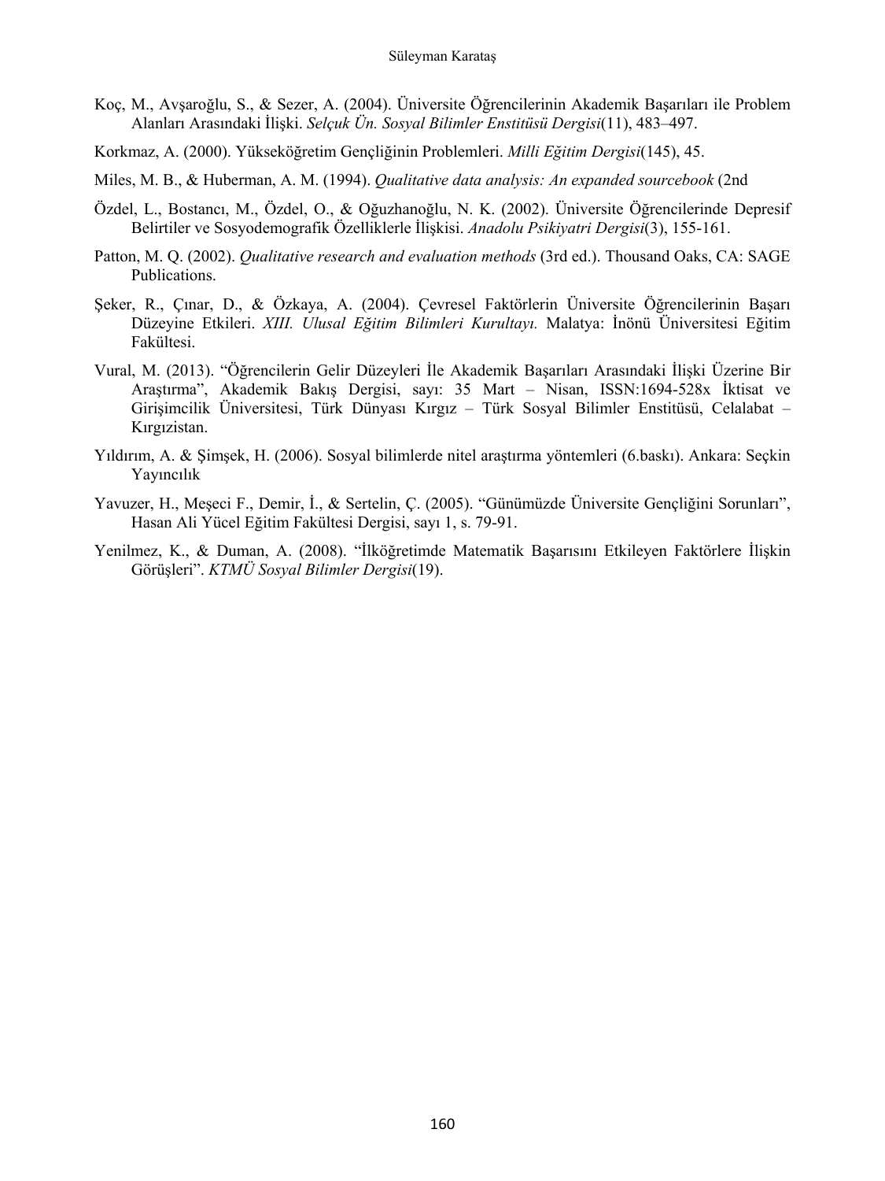Koç, M., Avşaroğlu, S., & Sezer, A. (2004). Üniversite Öğrencilerinin Akademik Başarıları ile Problem Alanları Arasındaki İlişki. *Selçuk Ün. Sosyal Bilimler Enstitüsü Dergisi*(11), 483–497.

Korkmaz, A. (2000). Yükseköğretim Gençliğinin Problemleri. *Milli Eğitim Dergisi*(145), 45.

Miles, M. B., & Huberman, A. M. (1994). *Qualitative data analysis: An expanded sourcebook* (2nd

Özdel, L., Bostancı, M., Özdel, O., & Oğuzhanoğlu, N. K. (2002). Üniversite Öğrencilerinde Depresif Belirtiler ve Sosyodemografik Özelliklerle İlişkisi. *Anadolu Psikiyatri Dergisi*(3), 155-161.

Patton, M. Q. (2002). *Qualitative research and evaluation methods* (3rd ed.). Thousand Oaks, CA: SAGE Publications.

Şeker, R., Çınar, D., & Özkaya, A. (2004). Çevresel Faktörlerin Üniversite Öğrencilerinin Başarı Düzeyine Etkileri. *XIII. Ulusal Eğitim Bilimleri Kurultayı.* Malatya: İnönü Üniversitesi Eğitim Fakültesi.

Vural, M. (2013). "Öğrencilerin Gelir Düzeyleri İle Akademik Başarıları Arasındaki İlişki Üzerine Bir Araştırma", Akademik Bakış Dergisi, sayı: 35 Mart – Nisan, ISSN:1694-528x İktisat ve Girişimcilik Üniversitesi, Türk Dünyası Kırgız – Türk Sosyal Bilimler Enstitüsü, Celalabat – Kırgızistan.

Yıldırım, A. & Şimşek, H. (2006). Sosyal bilimlerde nitel araştırma yöntemleri (6.baskı). Ankara: Seçkin Yayıncılık

Yavuzer, H., Meşeci F., Demir, İ., & Sertelin, Ç. (2005). "Günümüzde Üniversite Gençliğini Sorunları", Hasan Ali Yücel Eğitim Fakültesi Dergisi, sayı 1, s. 79-91.

Yenilmez, K., & Duman, A. (2008). "İlköğretimde Matematik Başarısını Etkileyen Faktörlere İlişkin Görüşleri". *KTMÜ Sosyal Bilimler Dergisi*(19).